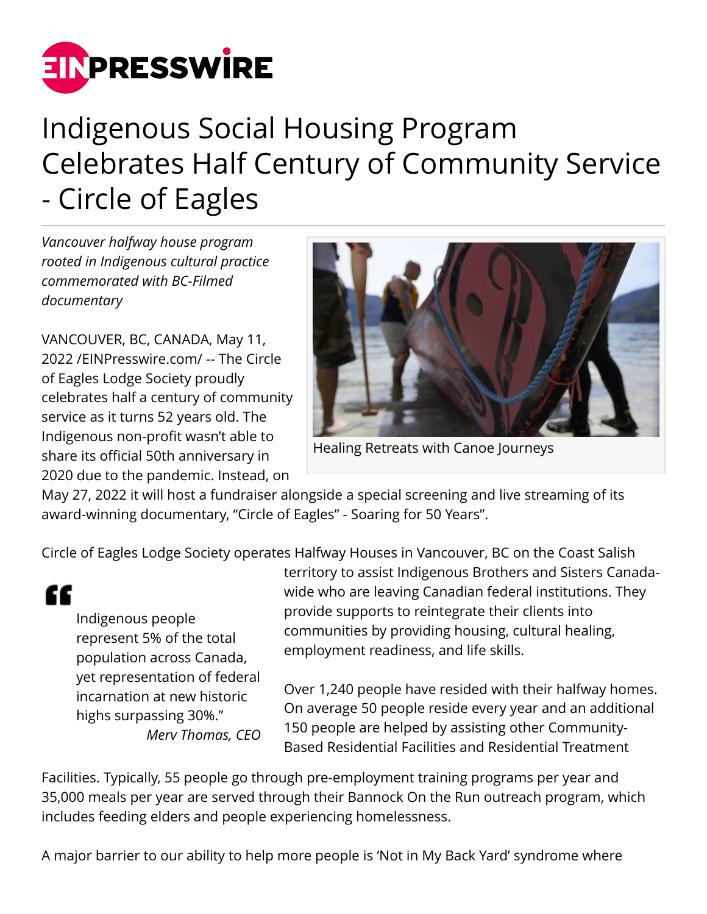# Indigenous Social Housing Program Celebrates Half Century of Community Service - Circle of Eagles

*Vancouver halfway house program rooted in Indigenous cultural practice commemorated with BC-Filmed documentary*

Healing Retreats with Canoe Journeys

VANCOUVER, BC, CANADA, May 11, 2022 /EINPresswire.com/ -- The Circle of Eagles Lodge Society proudly celebrates half a century of community service as it turns 52 years old. The Indigenous non-profit wasn't able to share its official 50th anniversary in 2020 due to the pandemic. Instead, on May 27, 2022 it will host a fundraiser alongside a special screening and live streaming of its award-winning documentary, "Circle of Eagles" - Soaring for 50 Years".

Circle of Eagles Lodge Society operates Halfway Houses in Vancouver, BC on the Coast Salish territory to assist Indigenous Brothers and Sisters Canada-wide who are leaving Canadian federal institutions. They provide supports to reintegrate their clients into communities by providing housing, cultural healing, employment readiness, and life skills.

> "Indigenous people represent 5% of the total population across Canada, yet representation of federal incarnation at new historic highs surpassing 30%."
>
> *Merv Thomas, CEO*

Over 1,240 people have resided with their halfway homes. On average 50 people reside every year and an additional 150 people are helped by assisting other Community-Based Residential Facilities and Residential Treatment Facilities. Typically, 55 people go through pre-employment training programs per year and 35,000 meals per year are served through their Bannock On the Run outreach program, which includes feeding elders and people experiencing homelessness.

A major barrier to our ability to help more people is 'Not in My Back Yard' syndrome where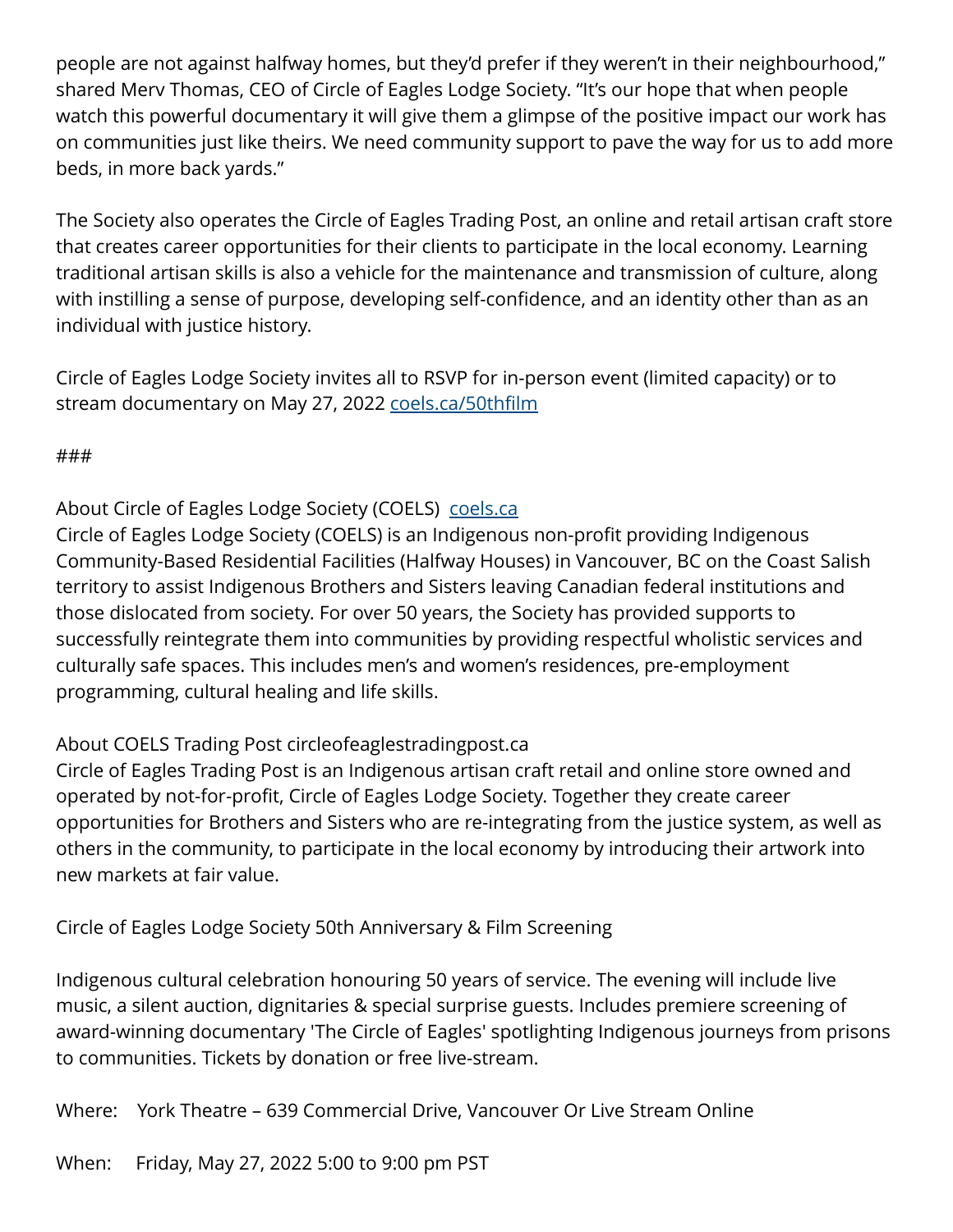people are not against halfway homes, but they'd prefer if they weren't in their neighbourhood," shared Merv Thomas, CEO of Circle of Eagles Lodge Society. "It's our hope that when people watch this powerful documentary it will give them a glimpse of the positive impact our work has on communities just like theirs. We need community support to pave the way for us to add more beds, in more back yards."

The Society also operates the Circle of Eagles Trading Post, an online and retail artisan craft store that creates career opportunities for their clients to participate in the local economy. Learning traditional artisan skills is also a vehicle for the maintenance and transmission of culture, along with instilling a sense of purpose, developing self-confidence, and an identity other than as an individual with justice history.

Circle of Eagles Lodge Society invites all to RSVP for in-person event (limited capacity) or to stream documentary on May 27, 2022 [coels.ca/50thfilm](coels.ca/50thfilm)

###

About Circle of Eagles Lodge Society (COELS) [coels.ca](coels.ca)
Circle of Eagles Lodge Society (COELS) is an Indigenous non-profit providing Indigenous Community-Based Residential Facilities (Halfway Houses) in Vancouver, BC on the Coast Salish territory to assist Indigenous Brothers and Sisters leaving Canadian federal institutions and those dislocated from society. For over 50 years, the Society has provided supports to successfully reintegrate them into communities by providing respectful wholistic services and culturally safe spaces. This includes men's and women's residences, pre-employment programming, cultural healing and life skills.

About COELS Trading Post circleofeaglestradingpost.ca
Circle of Eagles Trading Post is an Indigenous artisan craft retail and online store owned and operated by not-for-profit, Circle of Eagles Lodge Society. Together they create career opportunities for Brothers and Sisters who are re-integrating from the justice system, as well as others in the community, to participate in the local economy by introducing their artwork into new markets at fair value.

Circle of Eagles Lodge Society 50th Anniversary & Film Screening

Indigenous cultural celebration honouring 50 years of service. The evening will include live music, a silent auction, dignitaries & special surprise guests. Includes premiere screening of award-winning documentary 'The Circle of Eagles' spotlighting Indigenous journeys from prisons to communities. Tickets by donation or free live-stream.

Where: York Theatre – 639 Commercial Drive, Vancouver Or Live Stream Online

When: Friday, May 27, 2022 5:00 to 9:00 pm PST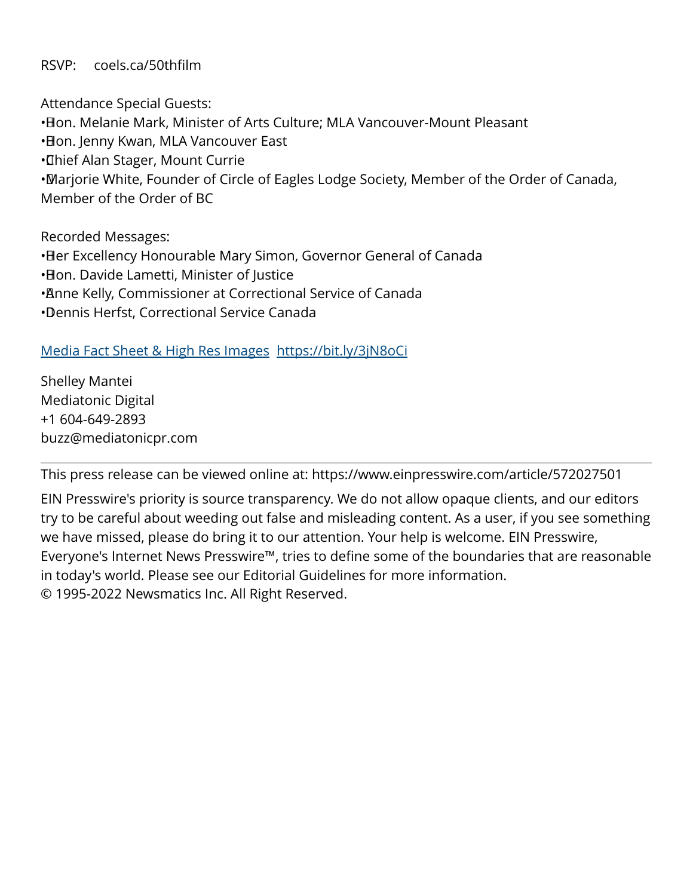RSVP: coels.ca/50thfilm

Attendance Special Guests:

- Hon. Melanie Mark, Minister of Arts Culture; MLA Vancouver-Mount Pleasant
- Hon. Jenny Kwan, MLA Vancouver East
- Chief Alan Stager, Mount Currie
- Marjorie White, Founder of Circle of Eagles Lodge Society, Member of the Order of Canada, Member of the Order of BC

Recorded Messages:

- Her Excellency Honourable Mary Simon, Governor General of Canada
- Hon. Davide Lametti, Minister of Justice
- Anne Kelly, Commissioner at Correctional Service of Canada
- Dennis Herfst, Correctional Service Canada

[Media Fact Sheet & High Res Images](https://bit.ly/3jN8oCi) https://bit.ly/3jN8oCi

Shelley Mantei
Mediatonic Digital
+1 604-649-2893
buzz@mediatonicpr.com

---

This press release can be viewed online at: https://www.einpresswire.com/article/572027501

EIN Presswire's priority is source transparency. We do not allow opaque clients, and our editors try to be careful about weeding out false and misleading content. As a user, if you see something we have missed, please do bring it to our attention. Your help is welcome. EIN Presswire, Everyone's Internet News Presswire™, tries to define some of the boundaries that are reasonable in today's world. Please see our Editorial Guidelines for more information.
© 1995-2022 Newsmatics Inc. All Right Reserved.